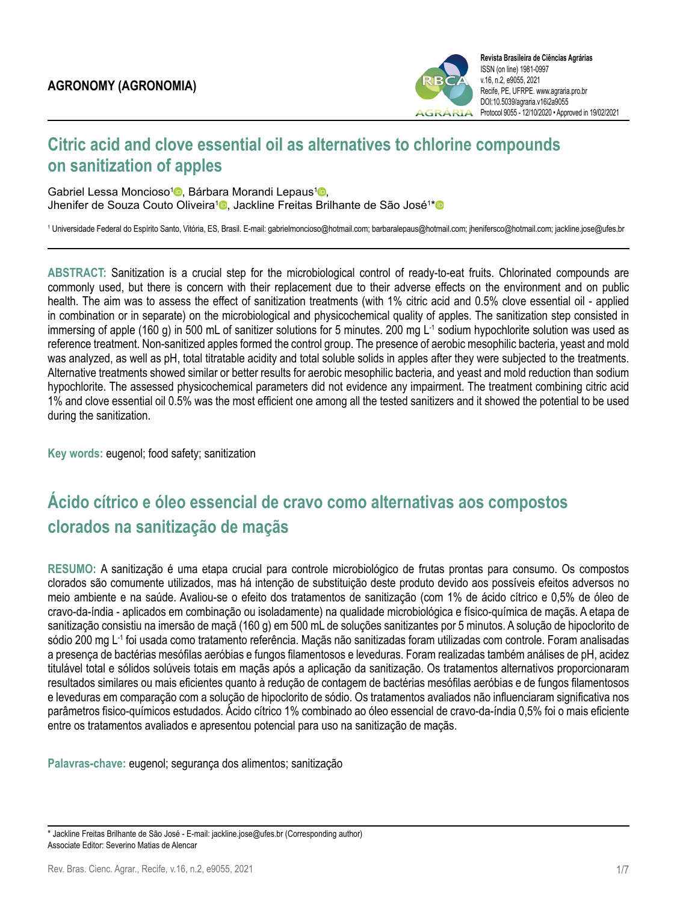AGRONOMY (AGRONOMIA)

Revista Brasileira de Ciências Agrárias
ISSN (on line) 1981-0997
v.16, n.2, e9055, 2021
Recife, PE, UFRPE. www.agraria.pro.br
DOI:10.5039/agraria.v16i2a9055
Protocol 9055 - 12/10/2020 • Approved in 19/02/2021

# Citric acid and clove essential oil as alternatives to chlorine compounds on sanitization of apples

Gabriel Lessa Moncioso[1], Bárbara Morandi Lepaus[1], Jhenifer de Souza Couto Oliveira[1], Jackline Freitas Brilhante de São José[1*]

[1] Universidade Federal do Espírito Santo, Vitória, ES, Brasil. E-mail: gabrielmoncioso@hotmail.com; barbaralepaus@hotmail.com; jhenifersco@hotmail.com; jackline.jose@ufes.br

**ABSTRACT:** Sanitization is a crucial step for the microbiological control of ready-to-eat fruits. Chlorinated compounds are commonly used, but there is concern with their replacement due to their adverse effects on the environment and on public health. The aim was to assess the effect of sanitization treatments (with 1% citric acid and 0.5% clove essential oil - applied in combination or in separate) on the microbiological and physicochemical quality of apples. The sanitization step consisted in immersing of apple (160 g) in 500 mL of sanitizer solutions for 5 minutes. 200 mg $L^{-1}$ sodium hypochlorite solution was used as reference treatment. Non-sanitized apples formed the control group. The presence of aerobic mesophilic bacteria, yeast and mold was analyzed, as well as pH, total titratable acidity and total soluble solids in apples after they were subjected to the treatments. Alternative treatments showed similar or better results for aerobic mesophilic bacteria, and yeast and mold reduction than sodium hypochlorite. The assessed physicochemical parameters did not evidence any impairment. The treatment combining citric acid 1% and clove essential oil 0.5% was the most efficient one among all the tested sanitizers and it showed the potential to be used during the sanitization.

**Key words:** eugenol; food safety; sanitization

# Ácido cítrico e óleo essencial de cravo como alternativas aos compostos clorados na sanitização de maçãs

**RESUMO:** A sanitização é uma etapa crucial para controle microbiológico de frutas prontas para consumo. Os compostos clorados são comumente utilizados, mas há intenção de substituição deste produto devido aos possíveis efeitos adversos no meio ambiente e na saúde. Avaliou-se o efeito dos tratamentos de sanitização (com 1% de ácido cítrico e 0,5% de óleo de cravo-da-índia - aplicados em combinação ou isoladamente) na qualidade microbiológica e físico-química de maçãs. A etapa de sanitização consistiu na imersão de maçã (160 g) em 500 mL de soluções sanitizantes por 5 minutos. A solução de hipoclorito de sódio 200 mg $L^{-1}$ foi usada como tratamento referência. Maçãs não sanitizadas foram utilizadas com controle. Foram analisadas a presença de bactérias mesófilas aeróbias e fungos filamentosos e leveduras. Foram realizadas também análises de pH, acidez titulável total e sólidos solúveis totais em maçãs após a aplicação da sanitização. Os tratamentos alternativos proporcionaram resultados similares ou mais eficientes quanto à redução de contagem de bactérias mesófilas aeróbias e de fungos filamentosos e leveduras em comparação com a solução de hipoclorito de sódio. Os tratamentos avaliados não influenciaram significativa nos parâmetros físico-químicos estudados. Ácido cítrico 1% combinado ao óleo essencial de cravo-da-índia 0,5% foi o mais eficiente entre os tratamentos avaliados e apresentou potencial para uso na sanitização de maçãs.

**Palavras-chave:** eugenol; segurança dos alimentos; sanitização

\* Jackline Freitas Brilhante de São José - E-mail: jackline.jose@ufes.br (Corresponding author)
Associate Editor: Severino Matias de Alencar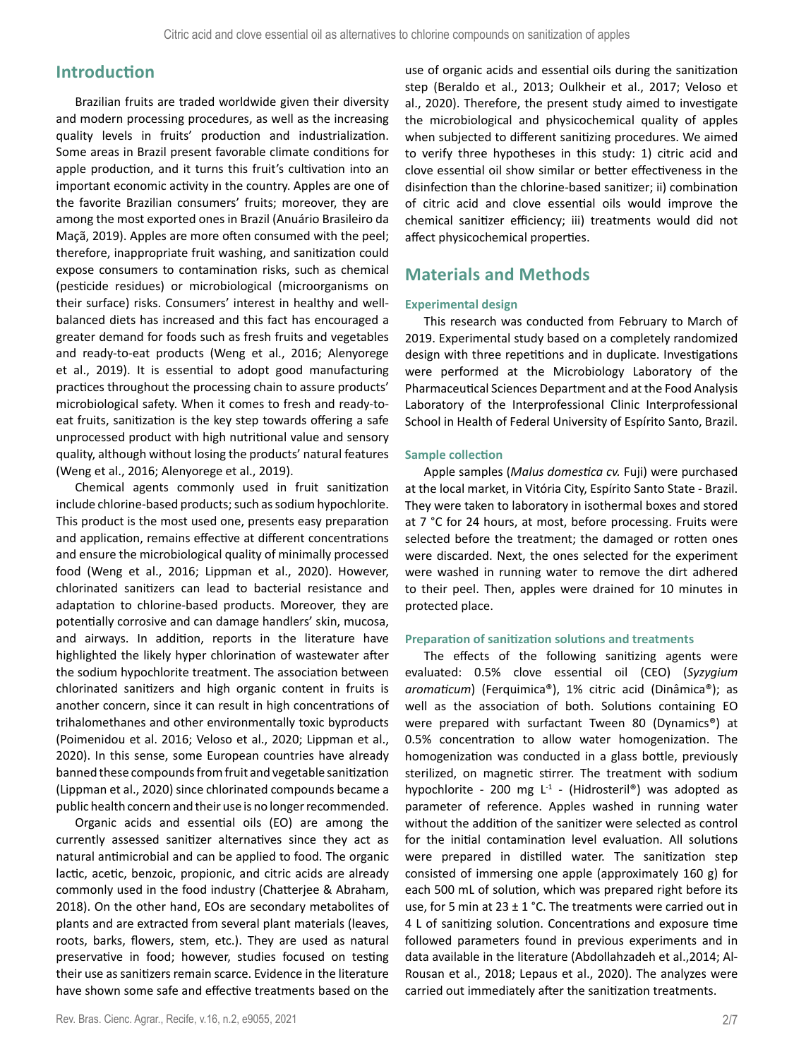## Introduction

Brazilian fruits are traded worldwide given their diversity and modern processing procedures, as well as the increasing quality levels in fruits' production and industrialization. Some areas in Brazil present favorable climate conditions for apple production, and it turns this fruit's cultivation into an important economic activity in the country. Apples are one of the favorite Brazilian consumers' fruits; moreover, they are among the most exported ones in Brazil (Anuário Brasileiro da Maçã, 2019). Apples are more often consumed with the peel; therefore, inappropriate fruit washing, and sanitization could expose consumers to contamination risks, such as chemical (pesticide residues) or microbiological (microorganisms on their surface) risks. Consumers' interest in healthy and well-balanced diets has increased and this fact has encouraged a greater demand for foods such as fresh fruits and vegetables and ready-to-eat products (Weng et al., 2016; Alenyorege et al., 2019). It is essential to adopt good manufacturing practices throughout the processing chain to assure products' microbiological safety. When it comes to fresh and ready-to-eat fruits, sanitization is the key step towards offering a safe unprocessed product with high nutritional value and sensory quality, although without losing the products' natural features (Weng et al., 2016; Alenyorege et al., 2019).

Chemical agents commonly used in fruit sanitization include chlorine-based products; such as sodium hypochlorite. This product is the most used one, presents easy preparation and application, remains effective at different concentrations and ensure the microbiological quality of minimally processed food (Weng et al., 2016; Lippman et al., 2020). However, chlorinated sanitizers can lead to bacterial resistance and adaptation to chlorine-based products. Moreover, they are potentially corrosive and can damage handlers' skin, mucosa, and airways. In addition, reports in the literature have highlighted the likely hyper chlorination of wastewater after the sodium hypochlorite treatment. The association between chlorinated sanitizers and high organic content in fruits is another concern, since it can result in high concentrations of trihalomethanes and other environmentally toxic byproducts (Poimenidou et al. 2016; Veloso et al., 2020; Lippman et al., 2020). In this sense, some European countries have already banned these compounds from fruit and vegetable sanitization (Lippman et al., 2020) since chlorinated compounds became a public health concern and their use is no longer recommended.

Organic acids and essential oils (EO) are among the currently assessed sanitizer alternatives since they act as natural antimicrobial and can be applied to food. The organic lactic, acetic, benzoic, propionic, and citric acids are already commonly used in the food industry (Chatterjee & Abraham, 2018). On the other hand, EOs are secondary metabolites of plants and are extracted from several plant materials (leaves, roots, barks, flowers, stem, etc.). They are used as natural preservative in food; however, studies focused on testing their use as sanitizers remain scarce. Evidence in the literature have shown some safe and effective treatments based on the use of organic acids and essential oils during the sanitization step (Beraldo et al., 2013; Oulkheir et al., 2017; Veloso et al., 2020). Therefore, the present study aimed to investigate the microbiological and physicochemical quality of apples when subjected to different sanitizing procedures. We aimed to verify three hypotheses in this study: 1) citric acid and clove essential oil show similar or better effectiveness in the disinfection than the chlorine-based sanitizer; ii) combination of citric acid and clove essential oils would improve the chemical sanitizer efficiency; iii) treatments would did not affect physicochemical properties.

## Materials and Methods

### Experimental design

This research was conducted from February to March of 2019. Experimental study based on a completely randomized design with three repetitions and in duplicate. Investigations were performed at the Microbiology Laboratory of the Pharmaceutical Sciences Department and at the Food Analysis Laboratory of the Interprofessional Clinic Interprofessional School in Health of Federal University of Espírito Santo, Brazil.

### Sample collection

Apple samples (*Malus domestica cv.* Fuji) were purchased at the local market, in Vitória City, Espírito Santo State - Brazil. They were taken to laboratory in isothermal boxes and stored at 7 °C for 24 hours, at most, before processing. Fruits were selected before the treatment; the damaged or rotten ones were discarded. Next, the ones selected for the experiment were washed in running water to remove the dirt adhered to their peel. Then, apples were drained for 10 minutes in protected place.

### Preparation of sanitization solutions and treatments

The effects of the following sanitizing agents were evaluated: 0.5% clove essential oil (CEO) (*Syzygium aromaticum*) (Ferquimica®), 1% citric acid (Dinâmica®); as well as the association of both. Solutions containing EO were prepared with surfactant Tween 80 (Dynamics®) at 0.5% concentration to allow water homogenization. The homogenization was conducted in a glass bottle, previously sterilized, on magnetic stirrer. The treatment with sodium hypochlorite - 200 mg $L^{-1}$ - (Hidrosteril®) was adopted as parameter of reference. Apples washed in running water without the addition of the sanitizer were selected as control for the initial contamination level evaluation. All solutions were prepared in distilled water. The sanitization step consisted of immersing one apple (approximately 160 g) for each 500 mL of solution, which was prepared right before its use, for 5 min at 23 ± 1 °C. The treatments were carried out in 4 L of sanitizing solution. Concentrations and exposure time followed parameters found in previous experiments and in data available in the literature (Abdollahzadeh et al.,2014; Al-Rousan et al., 2018; Lepaus et al., 2020). The analyzes were carried out immediately after the sanitization treatments.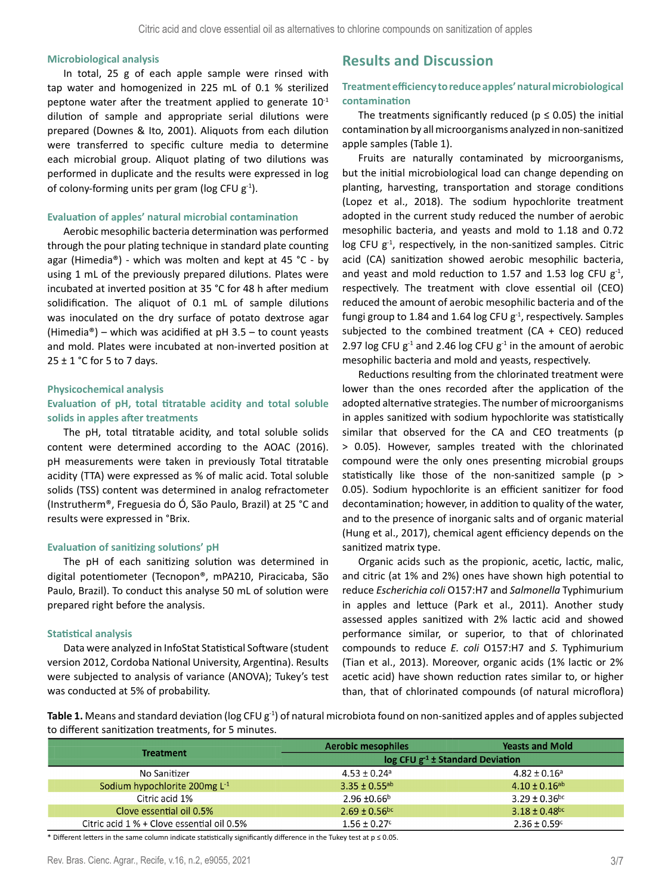#### Microbiological analysis

In total, 25 g of each apple sample were rinsed with tap water and homogenized in 225 mL of 0.1 % sterilized peptone water after the treatment applied to generate $10^{-1}$ dilution of sample and appropriate serial dilutions were prepared (Downes & Ito, 2001). Aliquots from each dilution were transferred to specific culture media to determine each microbial group. Aliquot plating of two dilutions was performed in duplicate and the results were expressed in log of colony-forming units per gram (log CFU $g^{-1}$).

#### Evaluation of apples' natural microbial contamination

Aerobic mesophilic bacteria determination was performed through the pour plating technique in standard plate counting agar (Himedia®) - which was molten and kept at 45 °C - by using 1 mL of the previously prepared dilutions. Plates were incubated at inverted position at 35 °C for 48 h after medium solidification. The aliquot of 0.1 mL of sample dilutions was inoculated on the dry surface of potato dextrose agar (Himedia®) – which was acidified at pH 3.5 – to count yeasts and mold. Plates were incubated at non-inverted position at 25 ± 1 °C for 5 to 7 days.

#### Physicochemical analysis

#### Evaluation of pH, total titratable acidity and total soluble solids in apples after treatments

The pH, total titratable acidity, and total soluble solids content were determined according to the AOAC (2016). pH measurements were taken in previously Total titratable acidity (TTA) were expressed as % of malic acid. Total soluble solids (TSS) content was determined in analog refractometer (Instrutherm®, Freguesia do Ó, São Paulo, Brazil) at 25 °C and results were expressed in °Brix.

#### Evaluation of sanitizing solutions' pH

The pH of each sanitizing solution was determined in digital potentiometer (Tecnopon®, mPA210, Piracicaba, São Paulo, Brazil). To conduct this analyse 50 mL of solution were prepared right before the analysis.

#### Statistical analysis

Data were analyzed in InfoStat Statistical Software (student version 2012, Cordoba National University, Argentina). Results were subjected to analysis of variance (ANOVA); Tukey's test was conducted at 5% of probability.

## Results and Discussion

#### Treatment efficiency to reduce apples' natural microbiological contamination

The treatments significantly reduced ($p \leq 0.05$) the initial contamination by all microorganisms analyzed in non-sanitized apple samples (Table 1).

Fruits are naturally contaminated by microorganisms, but the initial microbiological load can change depending on planting, harvesting, transportation and storage conditions (Lopez et al., 2018). The sodium hypochlorite treatment adopted in the current study reduced the number of aerobic mesophilic bacteria, and yeasts and mold to 1.18 and 0.72 log CFU $g^{-1}$, respectively, in the non-sanitized samples. Citric acid (CA) sanitization showed aerobic mesophilic bacteria, and yeast and mold reduction to 1.57 and 1.53 log CFU $g^{-1}$, respectively. The treatment with clove essential oil (CEO) reduced the amount of aerobic mesophilic bacteria and of the fungi group to 1.84 and 1.64 log CFU $g^{-1}$, respectively. Samples subjected to the combined treatment (CA + CEO) reduced 2.97 log CFU $g^{-1}$ and 2.46 log CFU $g^{-1}$ in the amount of aerobic mesophilic bacteria and mold and yeasts, respectively.

Reductions resulting from the chlorinated treatment were lower than the ones recorded after the application of the adopted alternative strategies. The number of microorganisms in apples sanitized with sodium hypochlorite was statistically similar that observed for the CA and CEO treatments ($p > 0.05$). However, samples treated with the chlorinated compound were the only ones presenting microbial groups statistically like those of the non-sanitized sample ($p > 0.05$). Sodium hypochlorite is an efficient sanitizer for food decontamination; however, in addition to quality of the water, and to the presence of inorganic salts and of organic material (Hung et al., 2017), chemical agent efficiency depends on the sanitized matrix type.

Organic acids such as the propionic, acetic, lactic, malic, and citric (at 1% and 2%) ones have shown high potential to reduce *Escherichia coli* O157:H7 and *Salmonella* Typhimurium in apples and lettuce (Park et al., 2011). Another study assessed apples sanitized with 2% lactic acid and showed performance similar, or superior, to that of chlorinated compounds to reduce *E. coli* O157:H7 and *S.* Typhimurium (Tian et al., 2013). Moreover, organic acids (1% lactic or 2% acetic acid) have shown reduction rates similar to, or higher than, that of chlorinated compounds (of natural microflora)

**Table 1.** Means and standard deviation (log CFU $g^{-1}$) of natural microbiota found on non-sanitized apples and of apples subjected to different sanitization treatments, for 5 minutes.

| Treatment | Aerobic mesophiles | Yeasts and Mold |
|---|---|---|
| | log CFU $g^{-1}$ ± Standard Deviation | |
| No Sanitizer | 4.53 ± 0.24[a] | 4.82 ± 0.16[a] |
| Sodium hypochlorite 200mg $L^{-1}$ | 3.35 ± 0.55[ab] | 4.10 ± 0.16[ab] |
| Citric acid 1% | 2.96 ±0.66[b] | 3.29 ± 0.36[bc] |
| Clove essential oil 0.5% | 2.69 ± 0.56[bc] | 3.18 ± 0.48[bc] |
| Citric acid 1 % + Clove essential oil 0.5% | 1.56 ± 0.27[c] | 2.36 ± 0.59[c] |

\* Different letters in the same column indicate statistically significantly difference in the Tukey test at $p \leq 0.05$.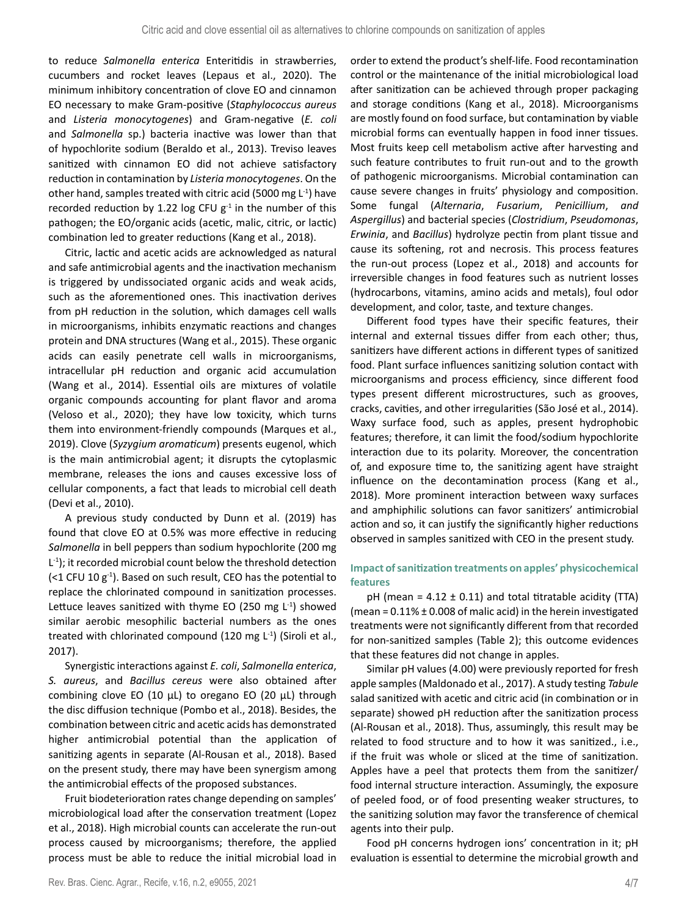to reduce *Salmonella enterica* Enteritidis in strawberries, cucumbers and rocket leaves (Lepaus et al., 2020). The minimum inhibitory concentration of clove EO and cinnamon EO necessary to make Gram-positive (*Staphylococcus aureus* and *Listeria monocytogenes*) and Gram-negative (*E. coli* and *Salmonella* sp.) bacteria inactive was lower than that of hypochlorite sodium (Beraldo et al., 2013). Treviso leaves sanitized with cinnamon EO did not achieve satisfactory reduction in contamination by *Listeria monocytogenes*. On the other hand, samples treated with citric acid (5000 mg $L^{-1}$) have recorded reduction by 1.22 log CFU $g^{-1}$ in the number of this pathogen; the EO/organic acids (acetic, malic, citric, or lactic) combination led to greater reductions (Kang et al., 2018).

Citric, lactic and acetic acids are acknowledged as natural and safe antimicrobial agents and the inactivation mechanism is triggered by undissociated organic acids and weak acids, such as the aforementioned ones. This inactivation derives from pH reduction in the solution, which damages cell walls in microorganisms, inhibits enzymatic reactions and changes protein and DNA structures (Wang et al., 2015). These organic acids can easily penetrate cell walls in microorganisms, intracellular pH reduction and organic acid accumulation (Wang et al., 2014). Essential oils are mixtures of volatile organic compounds accounting for plant flavor and aroma (Veloso et al., 2020); they have low toxicity, which turns them into environment-friendly compounds (Marques et al., 2019). Clove (*Syzygium aromaticum*) presents eugenol, which is the main antimicrobial agent; it disrupts the cytoplasmic membrane, releases the ions and causes excessive loss of cellular components, a fact that leads to microbial cell death (Devi et al., 2010).

A previous study conducted by Dunn et al. (2019) has found that clove EO at 0.5% was more effective in reducing *Salmonella* in bell peppers than sodium hypochlorite (200 mg $L^{-1}$); it recorded microbial count below the threshold detection (<1 CFU 10 $g^{-1}$). Based on such result, CEO has the potential to replace the chlorinated compound in sanitization processes. Lettuce leaves sanitized with thyme EO (250 mg $L^{-1}$) showed similar aerobic mesophilic bacterial numbers as the ones treated with chlorinated compound (120 mg $L^{-1}$) (Siroli et al., 2017).

Synergistic interactions against *E. coli*, *Salmonella enterica*, *S. aureus*, and *Bacillus cereus* were also obtained after combining clove EO (10 µL) to oregano EO (20 µL) through the disc diffusion technique (Pombo et al., 2018). Besides, the combination between citric and acetic acids has demonstrated higher antimicrobial potential than the application of sanitizing agents in separate (Al-Rousan et al., 2018). Based on the present study, there may have been synergism among the antimicrobial effects of the proposed substances.

Fruit biodeterioration rates change depending on samples' microbiological load after the conservation treatment (Lopez et al., 2018). High microbial counts can accelerate the run-out process caused by microorganisms; therefore, the applied process must be able to reduce the initial microbial load in order to extend the product's shelf-life. Food recontamination control or the maintenance of the initial microbiological load after sanitization can be achieved through proper packaging and storage conditions (Kang et al., 2018). Microorganisms are mostly found on food surface, but contamination by viable microbial forms can eventually happen in food inner tissues. Most fruits keep cell metabolism active after harvesting and such feature contributes to fruit run-out and to the growth of pathogenic microorganisms. Microbial contamination can cause severe changes in fruits' physiology and composition. Some fungal (*Alternaria*, *Fusarium*, *Penicillium*, *and Aspergillus*) and bacterial species (*Clostridium*, *Pseudomonas*, *Erwinia*, and *Bacillus*) hydrolyze pectin from plant tissue and cause its softening, rot and necrosis. This process features the run-out process (Lopez et al., 2018) and accounts for irreversible changes in food features such as nutrient losses (hydrocarbons, vitamins, amino acids and metals), foul odor development, and color, taste, and texture changes.

Different food types have their specific features, their internal and external tissues differ from each other; thus, sanitizers have different actions in different types of sanitized food. Plant surface influences sanitizing solution contact with microorganisms and process efficiency, since different food types present different microstructures, such as grooves, cracks, cavities, and other irregularities (São José et al., 2014). Waxy surface food, such as apples, present hydrophobic features; therefore, it can limit the food/sodium hypochlorite interaction due to its polarity. Moreover, the concentration of, and exposure time to, the sanitizing agent have straight influence on the decontamination process (Kang et al., 2018). More prominent interaction between waxy surfaces and amphiphilic solutions can favor sanitizers' antimicrobial action and so, it can justify the significantly higher reductions observed in samples sanitized with CEO in the present study.

### Impact of sanitization treatments on apples' physicochemical features

pH (mean = 4.12 ± 0.11) and total titratable acidity (TTA) (mean = 0.11% ± 0.008 of malic acid) in the herein investigated treatments were not significantly different from that recorded for non-sanitized samples (Table 2); this outcome evidences that these features did not change in apples.

Similar pH values (4.00) were previously reported for fresh apple samples (Maldonado et al., 2017). A study testing *Tabule* salad sanitized with acetic and citric acid (in combination or in separate) showed pH reduction after the sanitization process (Al-Rousan et al., 2018). Thus, assumingly, this result may be related to food structure and to how it was sanitized., i.e., if the fruit was whole or sliced at the time of sanitization. Apples have a peel that protects them from the sanitizer/food internal structure interaction. Assumingly, the exposure of peeled food, or of food presenting weaker structures, to the sanitizing solution may favor the transference of chemical agents into their pulp.

Food pH concerns hydrogen ions' concentration in it; pH evaluation is essential to determine the microbial growth and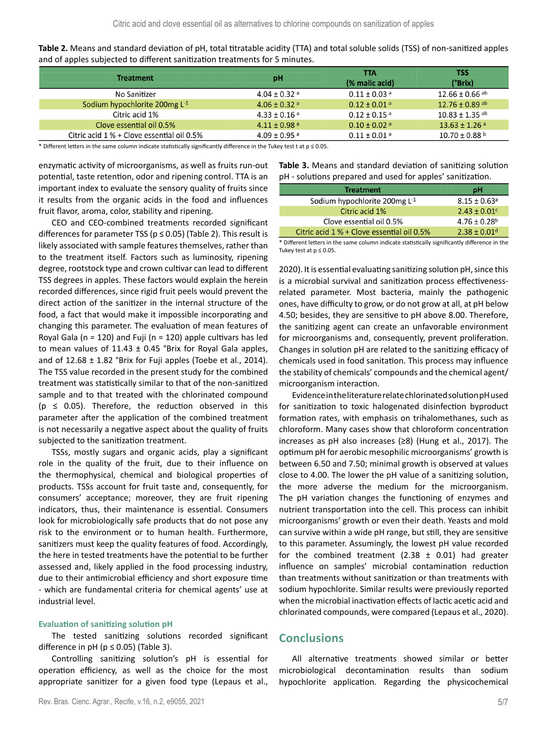**Table 2.** Means and standard deviation of pH, total titratable acidity (TTA) and total soluble solids (TSS) of non-sanitized apples and of apples subjected to different sanitization treatments for 5 minutes.

| Treatment | pH | TTA (% malic acid) | TSS (°Brix) |
|---|---|---|---|
| No Sanitizer | $4.04 \pm 0.32$ ᵃ | $0.11 \pm 0.03$ ᵃ | $12.66 \pm 0.66$ ᵃᵇ |
| Sodium hypochlorite 200mg $L^{-1}$ | $4.06 \pm 0.32$ ᵃ | $0.12 \pm 0.01$ ᵃ | $12.76 \pm 0.89$ ᵃᵇ |
| Citric acid 1% | $4.33 \pm 0.16$ ᵃ | $0.12 \pm 0.15$ ᵃ | $10.83 \pm 1.35$ ᵃᵇ |
| Clove essential oil 0.5% | $4.11 \pm 0.98$ ᵃ | $0.10 \pm 0.02$ ᵃ | $13.63 \pm 1.26$ ᵃ |
| Citric acid 1 % + Clove essential oil 0.5% | $4.09 \pm 0.95$ ᵃ | $0.11 \pm 0.01$ ᵃ | $10.70 \pm 0.88$ ᵇ |

* Different letters in the same column indicate statistically significantly difference in the Tukey test t at p ≤ 0.05.

enzymatic activity of microorganisms, as well as fruits run-out potential, taste retention, odor and ripening control. TTA is an important index to evaluate the sensory quality of fruits since it results from the organic acids in the food and influences fruit flavor, aroma, color, stability and ripening.

CEO and CEO-combined treatments recorded significant differences for parameter TSS ($p \leq 0.05$) (Table 2). This result is likely associated with sample features themselves, rather than to the treatment itself. Factors such as luminosity, ripening degree, rootstock type and crown cultivar can lead to different TSS degrees in apples. These factors would explain the herein recorded differences, since rigid fruit peels would prevent the direct action of the sanitizer in the internal structure of the food, a fact that would make it impossible incorporating and changing this parameter. The evaluation of mean features of Royal Gala (n = 120) and Fuji (n = 120) apple cultivars has led to mean values of 11.43 ± 0.45 °Brix for Royal Gala apples, and of 12.68 ± 1.82 °Brix for Fuji apples (Toebe et al., 2014). The TSS value recorded in the present study for the combined treatment was statistically similar to that of the non-sanitized sample and to that treated with the chlorinated compound ($p \leq 0.05$). Therefore, the reduction observed in this parameter after the application of the combined treatment is not necessarily a negative aspect about the quality of fruits subjected to the sanitization treatment.

TSSs, mostly sugars and organic acids, play a significant role in the quality of the fruit, due to their influence on the thermophysical, chemical and biological properties of products. TSSs account for fruit taste and, consequently, for consumers' acceptance; moreover, they are fruit ripening indicators, thus, their maintenance is essential. Consumers look for microbiologically safe products that do not pose any risk to the environment or to human health. Furthermore, sanitizers must keep the quality features of food. Accordingly, the here in tested treatments have the potential to be further assessed and, likely applied in the food processing industry, due to their antimicrobial efficiency and short exposure time - which are fundamental criteria for chemical agents' use at industrial level.

#### Evaluation of sanitizing solution pH

The tested sanitizing solutions recorded significant difference in pH ($p \leq 0.05$) (Table 3).

Controlling sanitizing solution's pH is essential for operation efficiency, as well as the choice for the most appropriate sanitizer for a given food type (Lepaus et al., 2020). It is essential evaluating sanitizing solution pH, since this is a microbial survival and sanitization process effectiveness-related parameter. Most bacteria, mainly the pathogenic ones, have difficulty to grow, or do not grow at all, at pH below 4.50; besides, they are sensitive to pH above 8.00. Therefore, the sanitizing agent can create an unfavorable environment for microorganisms and, consequently, prevent proliferation. Changes in solution pH are related to the sanitizing efficacy of chemicals used in food sanitation. This process may influence the stability of chemicals' compounds and the chemical agent/microorganism interaction.

**Table 3.** Means and standard deviation of sanitizing solution pH - solutions prepared and used for apples' sanitization.

| Treatment | pH |
|---|---|
| Sodium hypochlorite 200mg $L^{-1}$ | $8.15 \pm 0.63$ᵃ |
| Citric acid 1% | $2.43 \pm 0.01$ᶜ |
| Clove essential oil 0.5% | $4.76 \pm 0.28$ᵇ |
| Citric acid 1 % + Clove essential oil 0.5% | $2.38 \pm 0.01$ᵈ |

* Different letters in the same column indicate statistically significantly difference in the Tukey test at p ≤ 0.05.

Evidence in the literature relate chlorinated solution pH used for sanitization to toxic halogenated disinfection byproduct formation rates, with emphasis on trihalomethanes, such as chloroform. Many cases show that chloroform concentration increases as pH also increases (≥8) (Hung et al., 2017). The optimum pH for aerobic mesophilic microorganisms' growth is between 6.50 and 7.50; minimal growth is observed at values close to 4.00. The lower the pH value of a sanitizing solution, the more adverse the medium for the microorganism. The pH variation changes the functioning of enzymes and nutrient transportation into the cell. This process can inhibit microorganisms' growth or even their death. Yeasts and mold can survive within a wide pH range, but still, they are sensitive to this parameter. Assumingly, the lowest pH value recorded for the combined treatment (2.38 ± 0.01) had greater influence on samples' microbial contamination reduction than treatments without sanitization or than treatments with sodium hypochlorite. Similar results were previously reported when the microbial inactivation effects of lactic acetic acid and chlorinated compounds, were compared (Lepaus et al., 2020).

## Conclusions

All alternative treatments showed similar or better microbiological decontamination results than sodium hypochlorite application. Regarding the physicochemical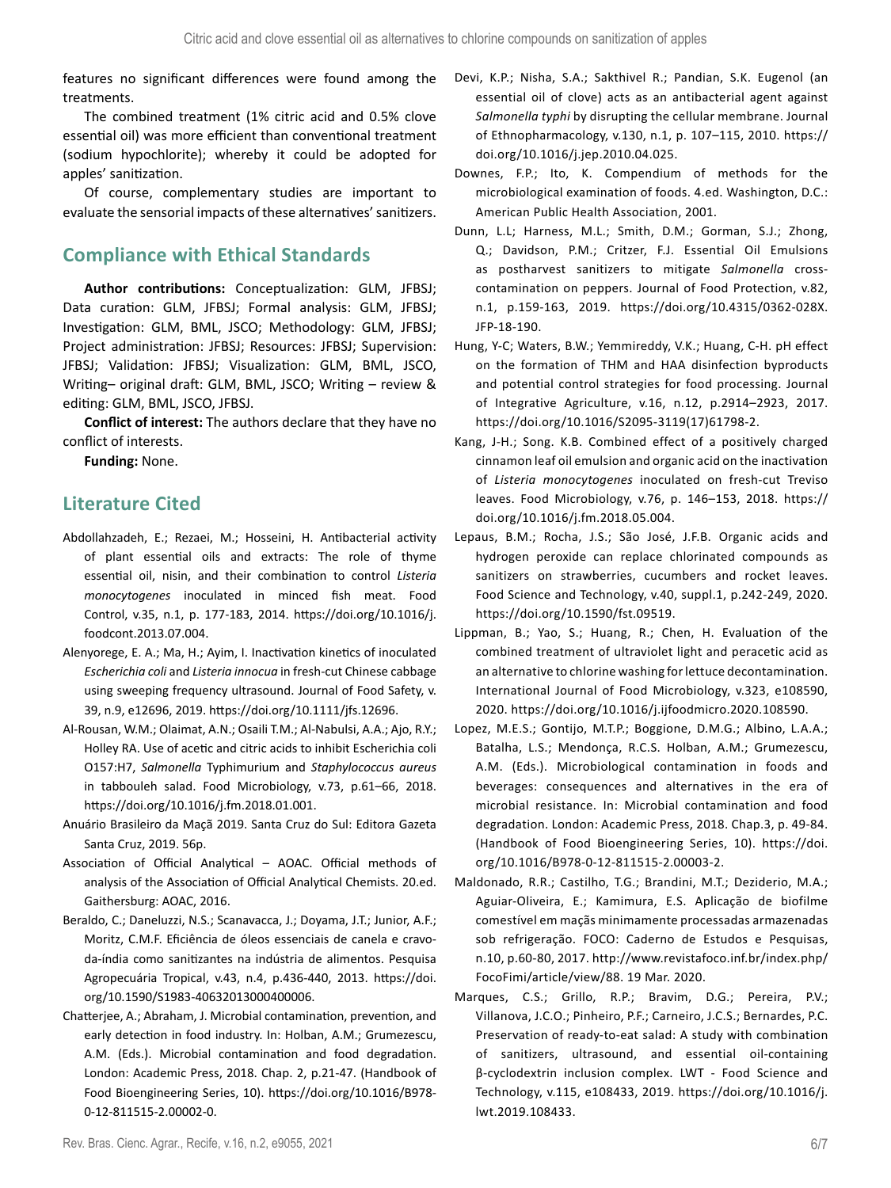features no significant differences were found among the treatments.

The combined treatment (1% citric acid and 0.5% clove essential oil) was more efficient than conventional treatment (sodium hypochlorite); whereby it could be adopted for apples' sanitization.

Of course, complementary studies are important to evaluate the sensorial impacts of these alternatives' sanitizers.

## Compliance with Ethical Standards

**Author contributions:** Conceptualization: GLM, JFBSJ; Data curation: GLM, JFBSJ; Formal analysis: GLM, JFBSJ; Investigation: GLM, BML, JSCO; Methodology: GLM, JFBSJ; Project administration: JFBSJ; Resources: JFBSJ; Supervision: JFBSJ; Validation: JFBSJ; Visualization: GLM, BML, JSCO, Writing– original draft: GLM, BML, JSCO; Writing – review & editing: GLM, BML, JSCO, JFBSJ.

**Conflict of interest:** The authors declare that they have no conflict of interests.

**Funding:** None.

## Literature Cited

Abdollahzadeh, E.; Rezaei, M.; Hosseini, H. Antibacterial activity of plant essential oils and extracts: The role of thyme essential oil, nisin, and their combination to control *Listeria monocytogenes* inoculated in minced fish meat. Food Control, v.35, n.1, p. 177-183, 2014. https://doi.org/10.1016/j.foodcont.2013.07.004.

Alenyorege, E. A.; Ma, H.; Ayim, I. Inactivation kinetics of inoculated *Escherichia coli* and *Listeria innocua* in fresh-cut Chinese cabbage using sweeping frequency ultrasound. Journal of Food Safety, v. 39, n.9, e12696, 2019. https://doi.org/10.1111/jfs.12696.

Al-Rousan, W.M.; Olaimat, A.N.; Osaili T.M.; Al-Nabulsi, A.A.; Ajo, R.Y.; Holley RA. Use of acetic and citric acids to inhibit Escherichia coli O157:H7, *Salmonella* Typhimurium and *Staphylococcus aureus* in tabbouleh salad. Food Microbiology, v.73, p.61–66, 2018. https://doi.org/10.1016/j.fm.2018.01.001.

Anuário Brasileiro da Maçã 2019. Santa Cruz do Sul: Editora Gazeta Santa Cruz, 2019. 56p.

Association of Official Analytical – AOAC. Official methods of analysis of the Association of Official Analytical Chemists. 20.ed. Gaithersburg: AOAC, 2016.

Beraldo, C.; Daneluzzi, N.S.; Scanavacca, J.; Doyama, J.T.; Junior, A.F.; Moritz, C.M.F. Eficiência de óleos essenciais de canela e cravo-da-índia como sanitizantes na indústria de alimentos. Pesquisa Agropecuária Tropical, v.43, n.4, p.436-440, 2013. https://doi.org/10.1590/S1983-40632013000400006.

Chatterjee, A.; Abraham, J. Microbial contamination, prevention, and early detection in food industry. In: Holban, A.M.; Grumezescu, A.M. (Eds.). Microbial contamination and food degradation. London: Academic Press, 2018. Chap. 2, p.21-47. (Handbook of Food Bioengineering Series, 10). https://doi.org/10.1016/B978-0-12-811515-2.00002-0.

Devi, K.P.; Nisha, S.A.; Sakthivel R.; Pandian, S.K. Eugenol (an essential oil of clove) acts as an antibacterial agent against *Salmonella typhi* by disrupting the cellular membrane. Journal of Ethnopharmacology, v.130, n.1, p. 107–115, 2010. https://doi.org/10.1016/j.jep.2010.04.025.

Downes, F.P.; Ito, K. Compendium of methods for the microbiological examination of foods. 4.ed. Washington, D.C.: American Public Health Association, 2001.

Dunn, L.L; Harness, M.L.; Smith, D.M.; Gorman, S.J.; Zhong, Q.; Davidson, P.M.; Critzer, F.J. Essential Oil Emulsions as postharvest sanitizers to mitigate *Salmonella* cross-contamination on peppers. Journal of Food Protection, v.82, n.1, p.159-163, 2019. https://doi.org/10.4315/0362-028X.JFP-18-190.

Hung, Y-C; Waters, B.W.; Yemmireddy, V.K.; Huang, C-H. pH effect on the formation of THM and HAA disinfection byproducts and potential control strategies for food processing. Journal of Integrative Agriculture, v.16, n.12, p.2914–2923, 2017. https://doi.org/10.1016/S2095-3119(17)61798-2.

Kang, J-H.; Song. K.B. Combined effect of a positively charged cinnamon leaf oil emulsion and organic acid on the inactivation of *Listeria monocytogenes* inoculated on fresh-cut Treviso leaves. Food Microbiology, v.76, p. 146–153, 2018. https://doi.org/10.1016/j.fm.2018.05.004.

Lepaus, B.M.; Rocha, J.S.; São José, J.F.B. Organic acids and hydrogen peroxide can replace chlorinated compounds as sanitizers on strawberries, cucumbers and rocket leaves. Food Science and Technology, v.40, suppl.1, p.242-249, 2020. https://doi.org/10.1590/fst.09519.

Lippman, B.; Yao, S.; Huang, R.; Chen, H. Evaluation of the combined treatment of ultraviolet light and peracetic acid as an alternative to chlorine washing for lettuce decontamination. International Journal of Food Microbiology, v.323, e108590, 2020. https://doi.org/10.1016/j.ijfoodmicro.2020.108590.

Lopez, M.E.S.; Gontijo, M.T.P.; Boggione, D.M.G.; Albino, L.A.A.; Batalha, L.S.; Mendonça, R.C.S. Holban, A.M.; Grumezescu, A.M. (Eds.). Microbiological contamination in foods and beverages: consequences and alternatives in the era of microbial resistance. In: Microbial contamination and food degradation. London: Academic Press, 2018. Chap.3, p. 49-84. (Handbook of Food Bioengineering Series, 10). https://doi.org/10.1016/B978-0-12-811515-2.00003-2.

Maldonado, R.R.; Castilho, T.G.; Brandini, M.T.; Deziderio, M.A.; Aguiar-Oliveira, E.; Kamimura, E.S. Aplicação de biofilme comestível em maçãs minimamente processadas armazenadas sob refrigeração. FOCO: Caderno de Estudos e Pesquisas, n.10, p.60-80, 2017. http://www.revistafoco.inf.br/index.php/FocoFimi/article/view/88. 19 Mar. 2020.

Marques, C.S.; Grillo, R.P.; Bravim, D.G.; Pereira, P.V.; Villanova, J.C.O.; Pinheiro, P.F.; Carneiro, J.C.S.; Bernardes, P.C. Preservation of ready-to-eat salad: A study with combination of sanitizers, ultrasound, and essential oil-containing β-cyclodextrin inclusion complex. LWT - Food Science and Technology, v.115, e108433, 2019. https://doi.org/10.1016/j.lwt.2019.108433.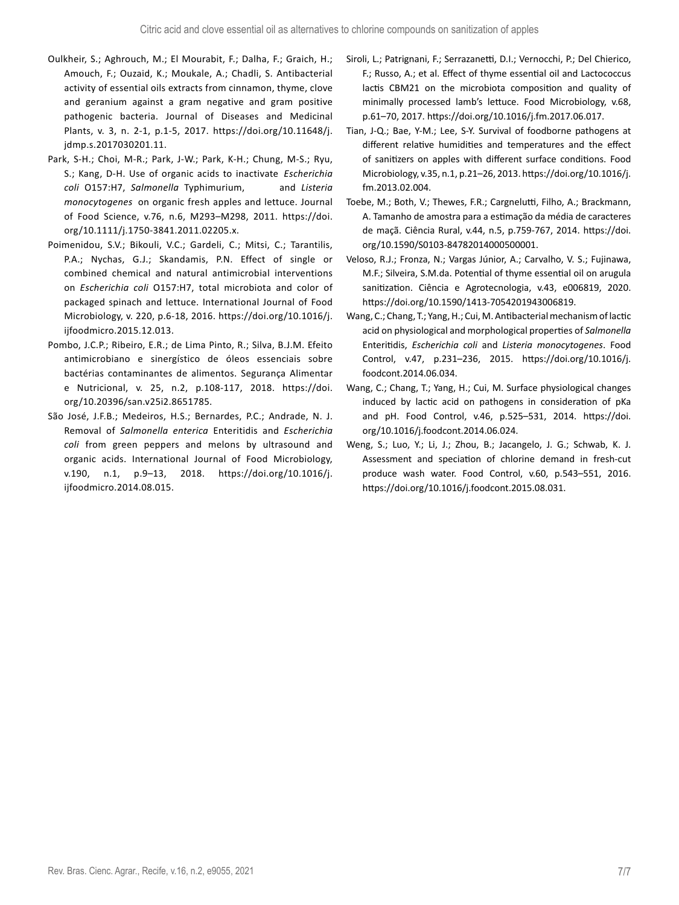Oulkheir, S.; Aghrouch, M.; El Mourabit, F.; Dalha, F.; Graich, H.; Amouch, F.; Ouzaid, K.; Moukale, A.; Chadli, S. Antibacterial activity of essential oils extracts from cinnamon, thyme, clove and geranium against a gram negative and gram positive pathogenic bacteria. Journal of Diseases and Medicinal Plants, v. 3, n. 2-1, p.1-5, 2017. https://doi.org/10.11648/j.jdmp.s.2017030201.11.

Park, S-H.; Choi, M-R.; Park, J-W.; Park, K-H.; Chung, M-S.; Ryu, S.; Kang, D-H. Use of organic acids to inactivate *Escherichia coli* O157:H7, *Salmonella* Typhimurium, and *Listeria monocytogenes* on organic fresh apples and lettuce. Journal of Food Science, v.76, n.6, M293–M298, 2011. https://doi.org/10.1111/j.1750-3841.2011.02205.x.

Poimenidou, S.V.; Bikouli, V.C.; Gardeli, C.; Mitsi, C.; Tarantilis, P.A.; Nychas, G.J.; Skandamis, P.N. Effect of single or combined chemical and natural antimicrobial interventions on *Escherichia coli* O157:H7, total microbiota and color of packaged spinach and lettuce. International Journal of Food Microbiology, v. 220, p.6-18, 2016. https://doi.org/10.1016/j.ijfoodmicro.2015.12.013.

Pombo, J.C.P.; Ribeiro, E.R.; de Lima Pinto, R.; Silva, B.J.M. Efeito antimicrobiano e sinergístico de óleos essenciais sobre bactérias contaminantes de alimentos. Segurança Alimentar e Nutricional, v. 25, n.2, p.108-117, 2018. https://doi.org/10.20396/san.v25i2.8651785.

São José, J.F.B.; Medeiros, H.S.; Bernardes, P.C.; Andrade, N. J. Removal of *Salmonella enterica* Enteritidis and *Escherichia coli* from green peppers and melons by ultrasound and organic acids. International Journal of Food Microbiology, v.190, n.1, p.9–13, 2018. https://doi.org/10.1016/j.ijfoodmicro.2014.08.015.

Siroli, L.; Patrignani, F.; Serrazanetti, D.I.; Vernocchi, P.; Del Chierico, F.; Russo, A.; et al. Effect of thyme essential oil and Lactococcus lactis CBM21 on the microbiota composition and quality of minimally processed lamb's lettuce. Food Microbiology, v.68, p.61–70, 2017. https://doi.org/10.1016/j.fm.2017.06.017.

Tian, J-Q.; Bae, Y-M.; Lee, S-Y. Survival of foodborne pathogens at different relative humidities and temperatures and the effect of sanitizers on apples with different surface conditions. Food Microbiology, v.35, n.1, p.21–26, 2013. https://doi.org/10.1016/j.fm.2013.02.004.

Toebe, M.; Both, V.; Thewes, F.R.; Cargnelutti, Filho, A.; Brackmann, A. Tamanho de amostra para a estimação da média de caracteres de maçã. Ciência Rural, v.44, n.5, p.759-767, 2014. https://doi.org/10.1590/S0103-84782014000500001.

Veloso, R.J.; Fronza, N.; Vargas Júnior, A.; Carvalho, V. S.; Fujinawa, M.F.; Silveira, S.M.da. Potential of thyme essential oil on arugula sanitization. Ciência e Agrotecnologia, v.43, e006819, 2020. https://doi.org/10.1590/1413-7054201943006819.

Wang, C.; Chang, T.; Yang, H.; Cui, M. Antibacterial mechanism of lactic acid on physiological and morphological properties of *Salmonella* Enteritidis, *Escherichia coli* and *Listeria monocytogenes*. Food Control, v.47, p.231–236, 2015. https://doi.org/10.1016/j.foodcont.2014.06.034.

Wang, C.; Chang, T.; Yang, H.; Cui, M. Surface physiological changes induced by lactic acid on pathogens in consideration of pKa and pH. Food Control, v.46, p.525–531, 2014. https://doi.org/10.1016/j.foodcont.2014.06.024.

Weng, S.; Luo, Y.; Li, J.; Zhou, B.; Jacangelo, J. G.; Schwab, K. J. Assessment and speciation of chlorine demand in fresh-cut produce wash water. Food Control, v.60, p.543–551, 2016. https://doi.org/10.1016/j.foodcont.2015.08.031.